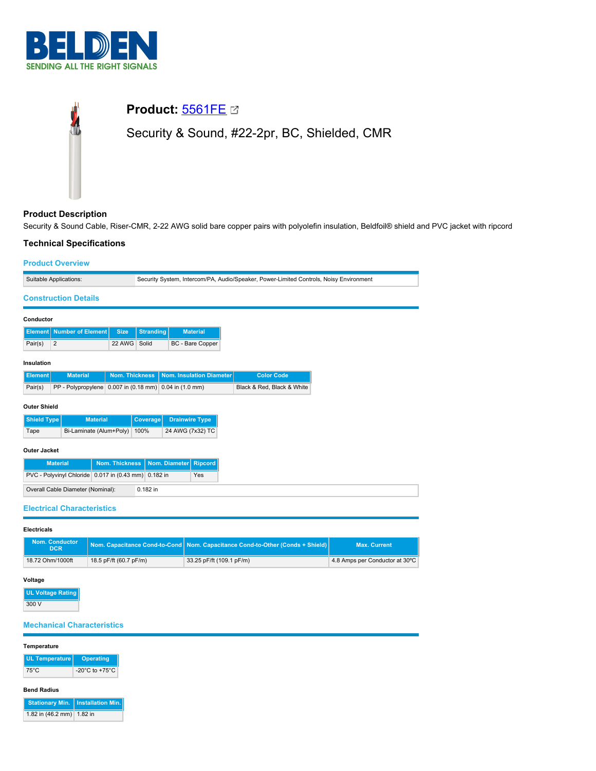BELDEN
SENDING ALL THE RIGHT SIGNALS

# Product: 5561FE

Security & Sound, #22-2pr, BC, Shielded, CMR

## Product Description

Security & Sound Cable, Riser-CMR, 2-22 AWG solid bare copper pairs with polyolefin insulation, Beldfoil® shield and PVC jacket with ripcord

## Technical Specifications

### Product Overview

| Suitable Applications: | Security System, Intercom/PA, Audio/Speaker, Power-Limited Controls, Noisy Environment |
|---|---|

### Construction Details

**Conductor**

| Element | Number of Element | Size | Stranding | Material |
|---|---|---|---|---|
| Pair(s) | 2 | 22 AWG | Solid | BC - Bare Copper |

**Insulation**

| Element | Material | Nom. Thickness | Nom. Insulation Diameter | Color Code |
|---|---|---|---|---|
| Pair(s) | PP - Polypropylene | 0.007 in (0.18 mm) | 0.04 in (1.0 mm) | Black & Red, Black & White |

**Outer Shield**

| Shield Type | Material | Coverage | Drainwire Type |
|---|---|---|---|
| Tape | Bi-Laminate (Alum+Poly) | 100% | 24 AWG (7x32) TC |

**Outer Jacket**

| Material | Nom. Thickness | Nom. Diameter | Ripcord |
|---|---|---|---|
| PVC - Polyvinyl Chloride | 0.017 in (0.43 mm) | 0.182 in | Yes |

| Overall Cable Diameter (Nominal): | 0.182 in |
|---|---|

### Electrical Characteristics

**Electricals**

| Nom. Conductor DCR | Nom. Capacitance Cond-to-Cond | Nom. Capacitance Cond-to-Other (Conds + Shield) | Max. Current |
|---|---|---|---|
| 18.72 Ohm/1000ft | 18.5 pF/ft (60.7 pF/m) | 33.25 pF/ft (109.1 pF/m) | 4.8 Amps per Conductor at 30°C |

**Voltage**

| UL Voltage Rating |
|---|
| 300 V |

### Mechanical Characteristics

**Temperature**

| UL Temperature | Operating |
|---|---|
| 75°C | -20°C to +75°C |

**Bend Radius**

| Stationary Min. | Installation Min. |
|---|---|
| 1.82 in (46.2 mm) | 1.82 in |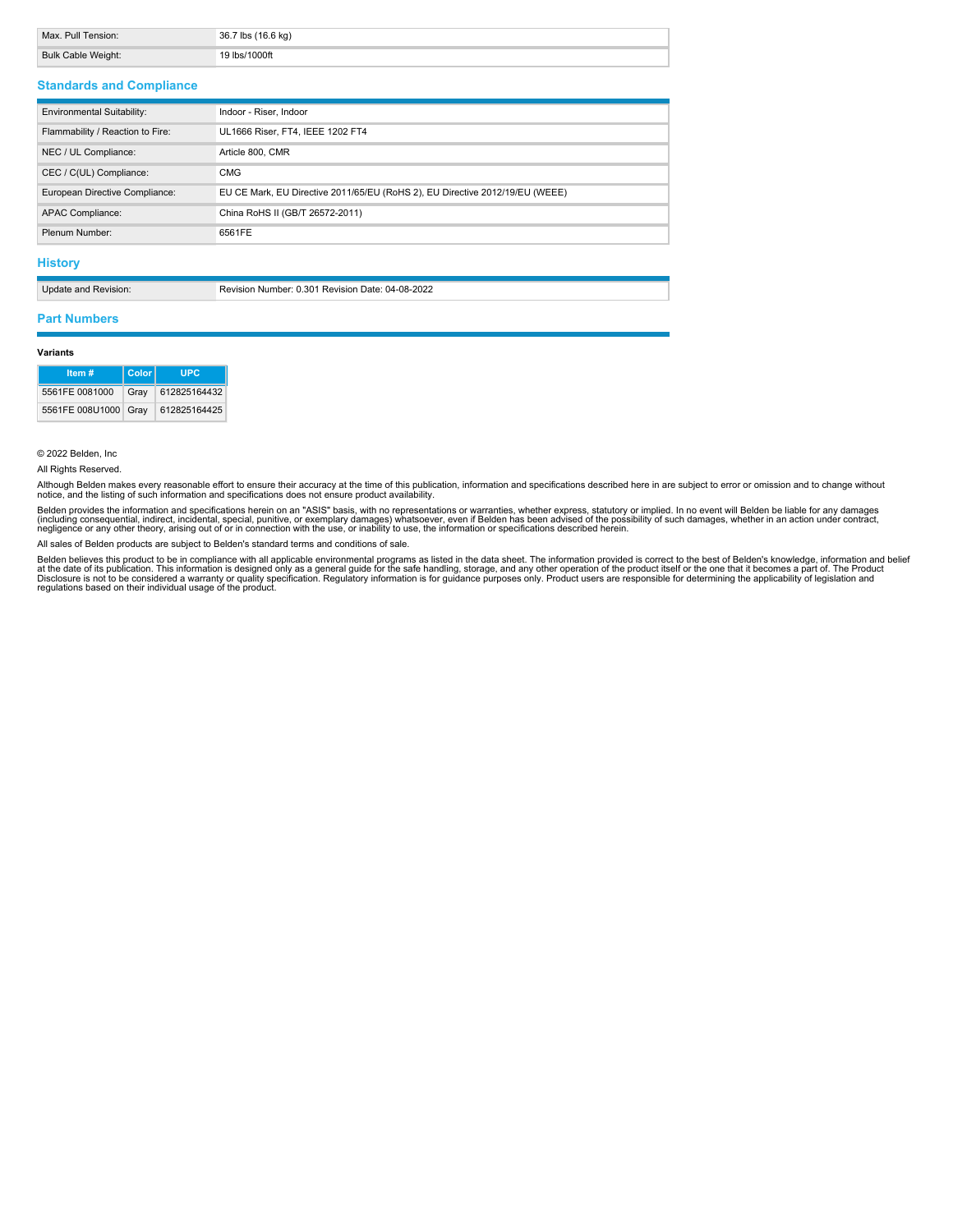| | |
|---|---|
| Max. Pull Tension: | 36.7 lbs (16.6 kg) |
| Bulk Cable Weight: | 19 lbs/1000ft |

## Standards and Compliance

| | |
|---|---|
| Environmental Suitability: | Indoor - Riser, Indoor |
| Flammability / Reaction to Fire: | UL1666 Riser, FT4, IEEE 1202 FT4 |
| NEC / UL Compliance: | Article 800, CMR |
| CEC / C(UL) Compliance: | CMG |
| European Directive Compliance: | EU CE Mark, EU Directive 2011/65/EU (RoHS 2), EU Directive 2012/19/EU (WEEE) |
| APAC Compliance: | China RoHS II (GB/T 26572-2011) |
| Plenum Number: | 6561FE |

## History

| | |
|---|---|
| Update and Revision: | Revision Number: 0.301 Revision Date: 04-08-2022 |

## Part Numbers

**Variants**

| Item # | Color | UPC |
|---|---|---|
| 5561FE 0081000 | Gray | 612825164432 |
| 5561FE 008U1000 | Gray | 612825164425 |

© 2022 Belden, Inc

All Rights Reserved.

Although Belden makes every reasonable effort to ensure their accuracy at the time of this publication, information and specifications described here in are subject to error or omission and to change without notice, and the listing of such information and specifications does not ensure product availability.

Belden provides the information and specifications herein on an "ASIS" basis, with no representations or warranties, whether express, statutory or implied. In no event will Belden be liable for any damages (including consequential, indirect, incidental, special, punitive, or exemplary damages) whatsoever, even if Belden has been advised of the possibility of such damages, whether in an action under contract, negligence or any other theory, arising out of or in connection with the use, or inability to use, the information or specifications described herein.

All sales of Belden products are subject to Belden's standard terms and conditions of sale.

Belden believes this product to be in compliance with all applicable environmental programs as listed in the data sheet. The information provided is correct to the best of Belden's knowledge, information and belief at the date of its publication. This information is designed only as a general guide for the safe handling, storage, and any other operation of the product itself or the one that it becomes a part of. The Product Disclosure is not to be considered a warranty or quality specification. Regulatory information is for guidance purposes only. Product users are responsible for determining the applicability of legislation and regulations based on their individual usage of the product.